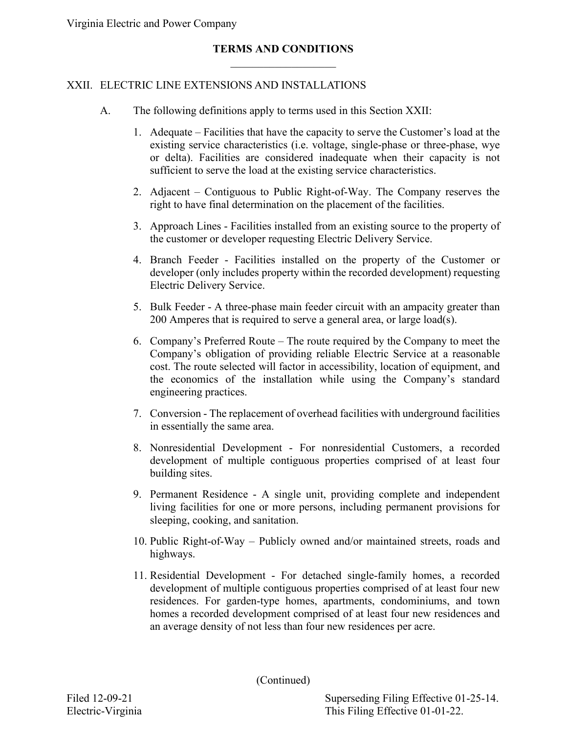## TERMS AND CONDITIONS

### XXII. ELECTRIC LINE EXTENSIONS AND INSTALLATIONS

A. The following definitions apply to terms used in this Section XXII:

1. Adequate – Facilities that have the capacity to serve the Customer's load at the existing service characteristics (i.e. voltage, single-phase or three-phase, wye or delta). Facilities are considered inadequate when their capacity is not sufficient to serve the load at the existing service characteristics.

2. Adjacent – Contiguous to Public Right-of-Way. The Company reserves the right to have final determination on the placement of the facilities.

3. Approach Lines - Facilities installed from an existing source to the property of the customer or developer requesting Electric Delivery Service.

4. Branch Feeder - Facilities installed on the property of the Customer or developer (only includes property within the recorded development) requesting Electric Delivery Service.

5. Bulk Feeder - A three-phase main feeder circuit with an ampacity greater than 200 Amperes that is required to serve a general area, or large load(s).

6. Company's Preferred Route – The route required by the Company to meet the Company's obligation of providing reliable Electric Service at a reasonable cost. The route selected will factor in accessibility, location of equipment, and the economics of the installation while using the Company's standard engineering practices.

7. Conversion - The replacement of overhead facilities with underground facilities in essentially the same area.

8. Nonresidential Development - For nonresidential Customers, a recorded development of multiple contiguous properties comprised of at least four building sites.

9. Permanent Residence - A single unit, providing complete and independent living facilities for one or more persons, including permanent provisions for sleeping, cooking, and sanitation.

10. Public Right-of-Way – Publicly owned and/or maintained streets, roads and highways.

11. Residential Development - For detached single-family homes, a recorded development of multiple contiguous properties comprised of at least four new residences. For garden-type homes, apartments, condominiums, and town homes a recorded development comprised of at least four new residences and an average density of not less than four new residences per acre.

(Continued)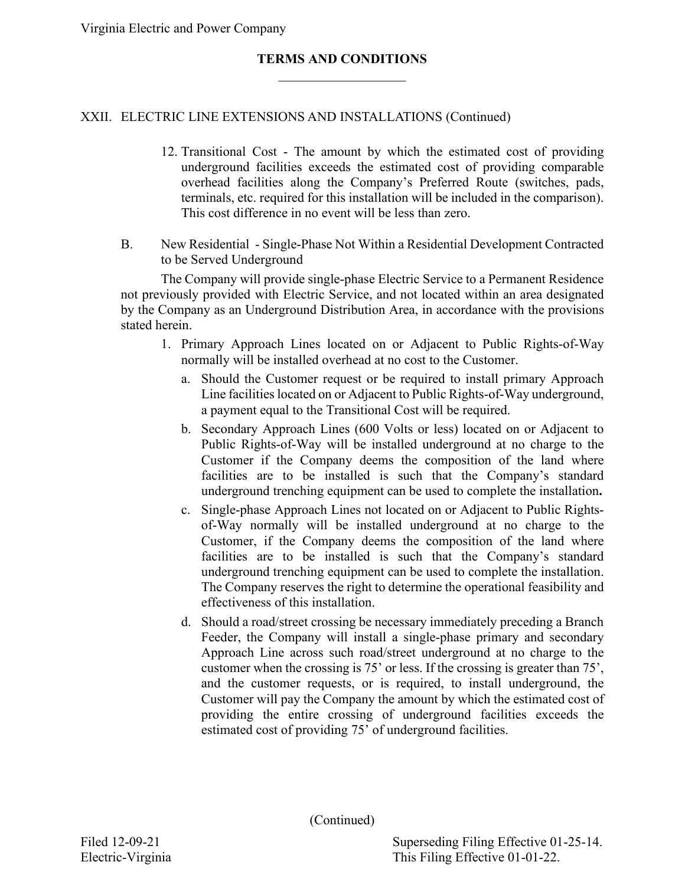## TERMS AND CONDITIONS

### XXII. ELECTRIC LINE EXTENSIONS AND INSTALLATIONS (Continued)

12. Transitional Cost - The amount by which the estimated cost of providing underground facilities exceeds the estimated cost of providing comparable overhead facilities along the Company's Preferred Route (switches, pads, terminals, etc. required for this installation will be included in the comparison). This cost difference in no event will be less than zero.

B. New Residential - Single-Phase Not Within a Residential Development Contracted to be Served Underground

The Company will provide single-phase Electric Service to a Permanent Residence not previously provided with Electric Service, and not located within an area designated by the Company as an Underground Distribution Area, in accordance with the provisions stated herein.

1. Primary Approach Lines located on or Adjacent to Public Rights-of-Way normally will be installed overhead at no cost to the Customer.
   a. Should the Customer request or be required to install primary Approach Line facilities located on or Adjacent to Public Rights-of-Way underground, a payment equal to the Transitional Cost will be required.
   b. Secondary Approach Lines (600 Volts or less) located on or Adjacent to Public Rights-of-Way will be installed underground at no charge to the Customer if the Company deems the composition of the land where facilities are to be installed is such that the Company's standard underground trenching equipment can be used to complete the installation**.**
   c. Single-phase Approach Lines not located on or Adjacent to Public Rights-of-Way normally will be installed underground at no charge to the Customer, if the Company deems the composition of the land where facilities are to be installed is such that the Company's standard underground trenching equipment can be used to complete the installation. The Company reserves the right to determine the operational feasibility and effectiveness of this installation.
   d. Should a road/street crossing be necessary immediately preceding a Branch Feeder, the Company will install a single-phase primary and secondary Approach Line across such road/street underground at no charge to the customer when the crossing is 75' or less. If the crossing is greater than 75', and the customer requests, or is required, to install underground, the Customer will pay the Company the amount by which the estimated cost of providing the entire crossing of underground facilities exceeds the estimated cost of providing 75' of underground facilities.

(Continued)

Filed 12-09-21
Electric-Virginia

Superseding Filing Effective 01-25-14.
This Filing Effective 01-01-22.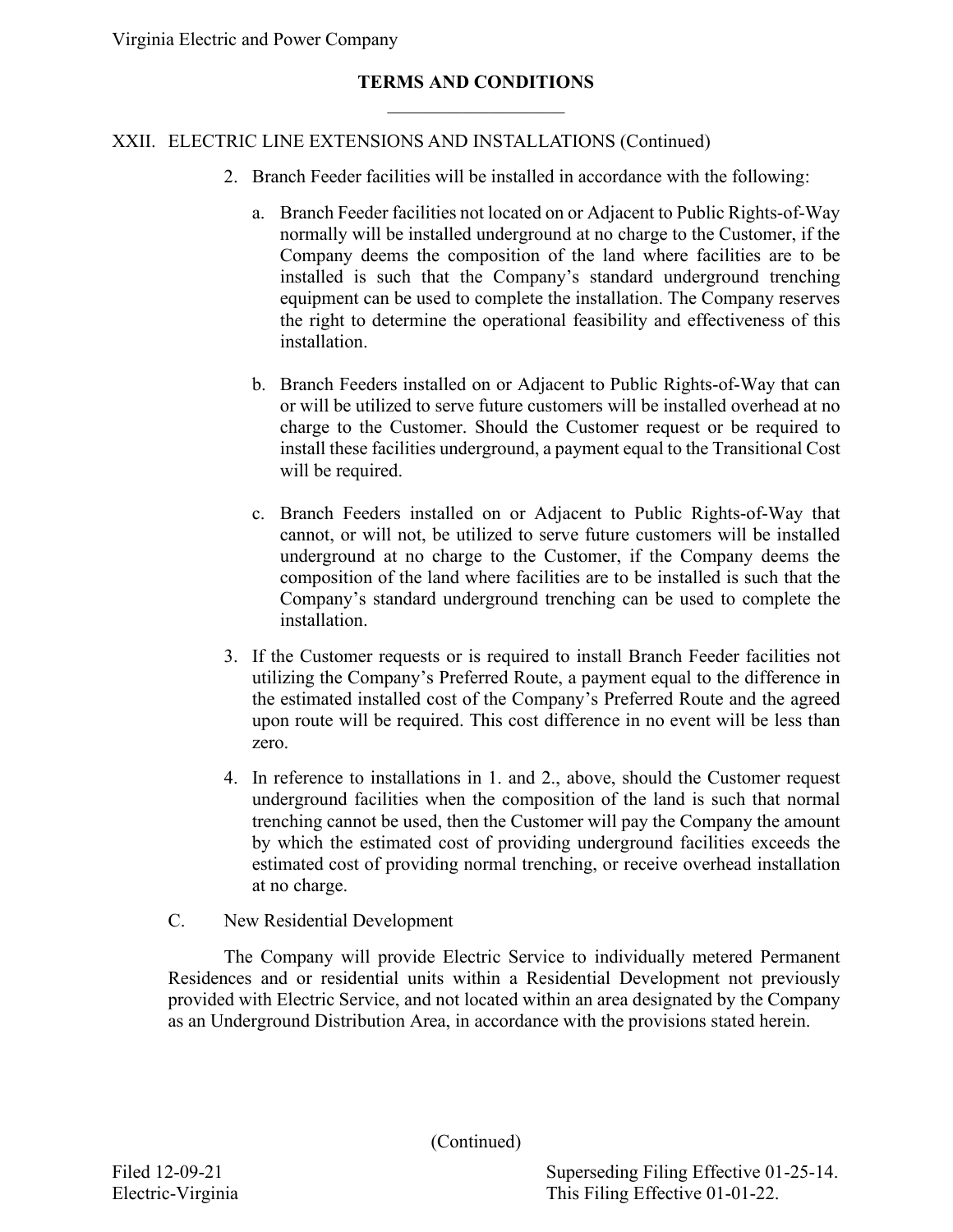## TERMS AND CONDITIONS

### XXII. ELECTRIC LINE EXTENSIONS AND INSTALLATIONS (Continued)

2. Branch Feeder facilities will be installed in accordance with the following:

   a. Branch Feeder facilities not located on or Adjacent to Public Rights-of-Way normally will be installed underground at no charge to the Customer, if the Company deems the composition of the land where facilities are to be installed is such that the Company's standard underground trenching equipment can be used to complete the installation. The Company reserves the right to determine the operational feasibility and effectiveness of this installation.

   b. Branch Feeders installed on or Adjacent to Public Rights-of-Way that can or will be utilized to serve future customers will be installed overhead at no charge to the Customer. Should the Customer request or be required to install these facilities underground, a payment equal to the Transitional Cost will be required.

   c. Branch Feeders installed on or Adjacent to Public Rights-of-Way that cannot, or will not, be utilized to serve future customers will be installed underground at no charge to the Customer, if the Company deems the composition of the land where facilities are to be installed is such that the Company's standard underground trenching can be used to complete the installation.

3. If the Customer requests or is required to install Branch Feeder facilities not utilizing the Company's Preferred Route, a payment equal to the difference in the estimated installed cost of the Company's Preferred Route and the agreed upon route will be required. This cost difference in no event will be less than zero.

4. In reference to installations in 1. and 2., above, should the Customer request underground facilities when the composition of the land is such that normal trenching cannot be used, then the Customer will pay the Company the amount by which the estimated cost of providing underground facilities exceeds the estimated cost of providing normal trenching, or receive overhead installation at no charge.

C. New Residential Development

The Company will provide Electric Service to individually metered Permanent Residences and or residential units within a Residential Development not previously provided with Electric Service, and not located within an area designated by the Company as an Underground Distribution Area, in accordance with the provisions stated herein.

(Continued)

Filed 12-09-21
Electric-Virginia

Superseding Filing Effective 01-25-14.
This Filing Effective 01-01-22.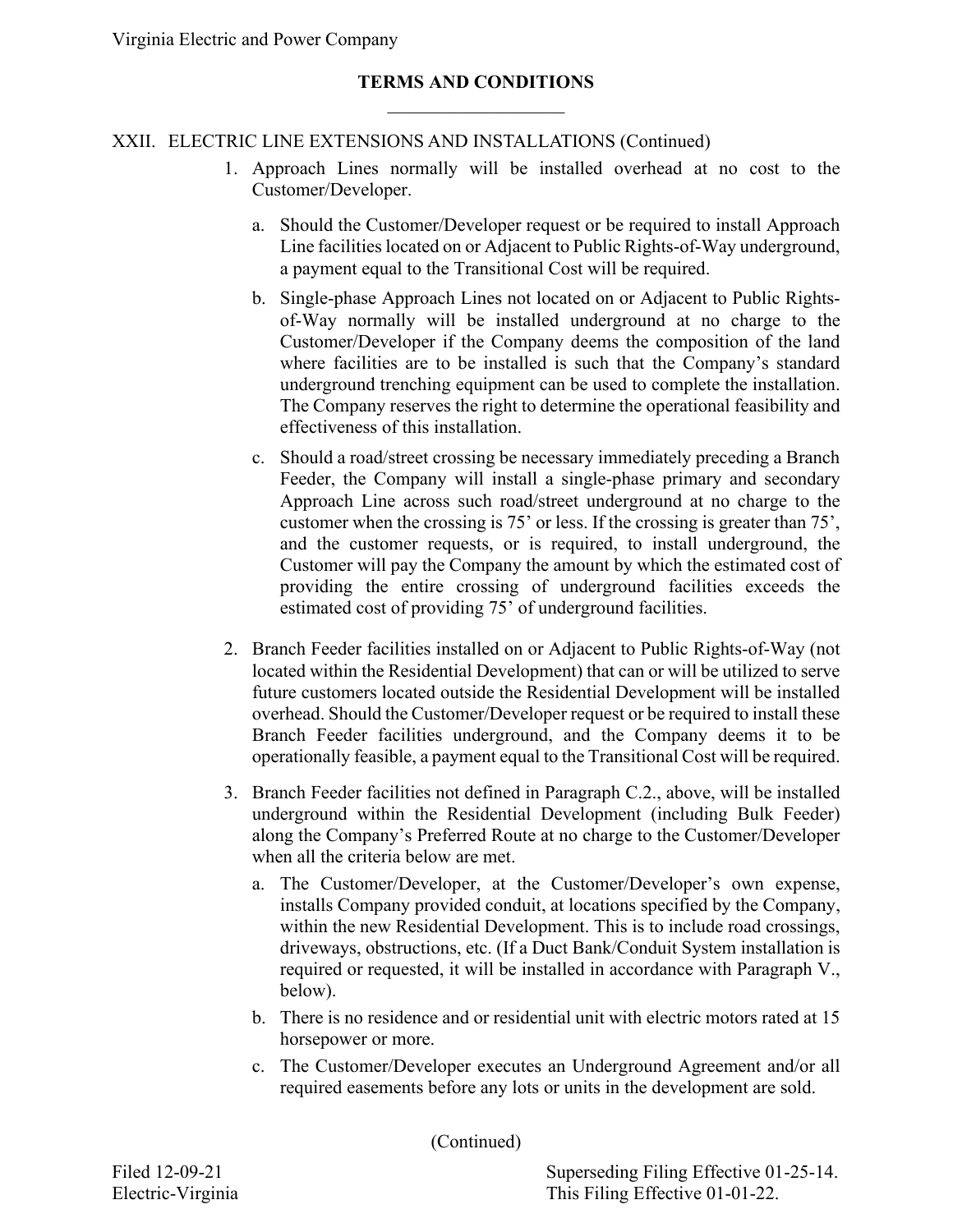## TERMS AND CONDITIONS

XXII. ELECTRIC LINE EXTENSIONS AND INSTALLATIONS (Continued)

1. Approach Lines normally will be installed overhead at no cost to the Customer/Developer.

   a. Should the Customer/Developer request or be required to install Approach Line facilities located on or Adjacent to Public Rights-of-Way underground, a payment equal to the Transitional Cost will be required.

   b. Single-phase Approach Lines not located on or Adjacent to Public Rights-of-Way normally will be installed underground at no charge to the Customer/Developer if the Company deems the composition of the land where facilities are to be installed is such that the Company's standard underground trenching equipment can be used to complete the installation. The Company reserves the right to determine the operational feasibility and effectiveness of this installation.

   c. Should a road/street crossing be necessary immediately preceding a Branch Feeder, the Company will install a single-phase primary and secondary Approach Line across such road/street underground at no charge to the customer when the crossing is 75' or less. If the crossing is greater than 75', and the customer requests, or is required, to install underground, the Customer will pay the Company the amount by which the estimated cost of providing the entire crossing of underground facilities exceeds the estimated cost of providing 75' of underground facilities.

2. Branch Feeder facilities installed on or Adjacent to Public Rights-of-Way (not located within the Residential Development) that can or will be utilized to serve future customers located outside the Residential Development will be installed overhead. Should the Customer/Developer request or be required to install these Branch Feeder facilities underground, and the Company deems it to be operationally feasible, a payment equal to the Transitional Cost will be required.

3. Branch Feeder facilities not defined in Paragraph C.2., above, will be installed underground within the Residential Development (including Bulk Feeder) along the Company's Preferred Route at no charge to the Customer/Developer when all the criteria below are met.

   a. The Customer/Developer, at the Customer/Developer's own expense, installs Company provided conduit, at locations specified by the Company, within the new Residential Development. This is to include road crossings, driveways, obstructions, etc. (If a Duct Bank/Conduit System installation is required or requested, it will be installed in accordance with Paragraph V., below).

   b. There is no residence and or residential unit with electric motors rated at 15 horsepower or more.

   c. The Customer/Developer executes an Underground Agreement and/or all required easements before any lots or units in the development are sold.

(Continued)

Filed 12-09-21
Electric-Virginia

Superseding Filing Effective 01-25-14.
This Filing Effective 01-01-22.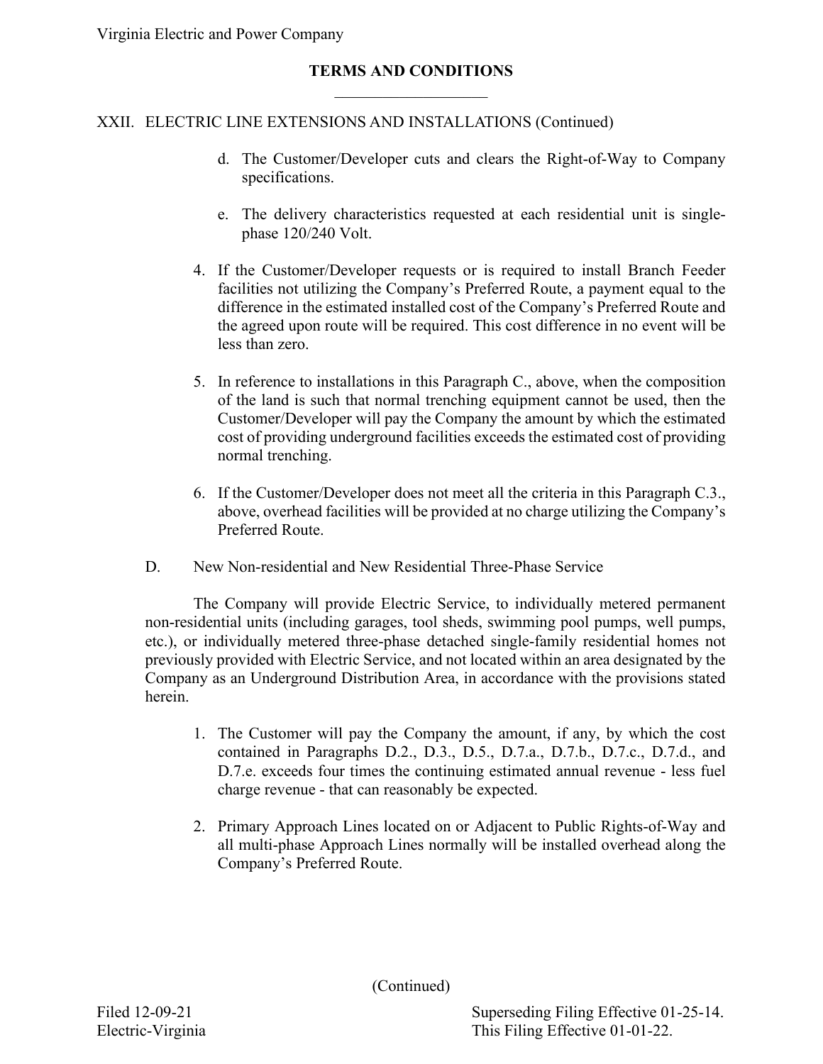XXII. ELECTRIC LINE EXTENSIONS AND INSTALLATIONS (Continued)

d. The Customer/Developer cuts and clears the Right-of-Way to Company specifications.

e. The delivery characteristics requested at each residential unit is single-phase 120/240 Volt.

4. If the Customer/Developer requests or is required to install Branch Feeder facilities not utilizing the Company's Preferred Route, a payment equal to the difference in the estimated installed cost of the Company's Preferred Route and the agreed upon route will be required. This cost difference in no event will be less than zero.

5. In reference to installations in this Paragraph C., above, when the composition of the land is such that normal trenching equipment cannot be used, then the Customer/Developer will pay the Company the amount by which the estimated cost of providing underground facilities exceeds the estimated cost of providing normal trenching.

6. If the Customer/Developer does not meet all the criteria in this Paragraph C.3., above, overhead facilities will be provided at no charge utilizing the Company's Preferred Route.

D. New Non-residential and New Residential Three-Phase Service

The Company will provide Electric Service, to individually metered permanent non-residential units (including garages, tool sheds, swimming pool pumps, well pumps, etc.), or individually metered three-phase detached single-family residential homes not previously provided with Electric Service, and not located within an area designated by the Company as an Underground Distribution Area, in accordance with the provisions stated herein.

1. The Customer will pay the Company the amount, if any, by which the cost contained in Paragraphs D.2., D.3., D.5., D.7.a., D.7.b., D.7.c., D.7.d., and D.7.e. exceeds four times the continuing estimated annual revenue - less fuel charge revenue - that can reasonably be expected.

2. Primary Approach Lines located on or Adjacent to Public Rights-of-Way and all multi-phase Approach Lines normally will be installed overhead along the Company's Preferred Route.

(Continued)

Filed 12-09-21
Electric-Virginia

Superseding Filing Effective 01-25-14.
This Filing Effective 01-01-22.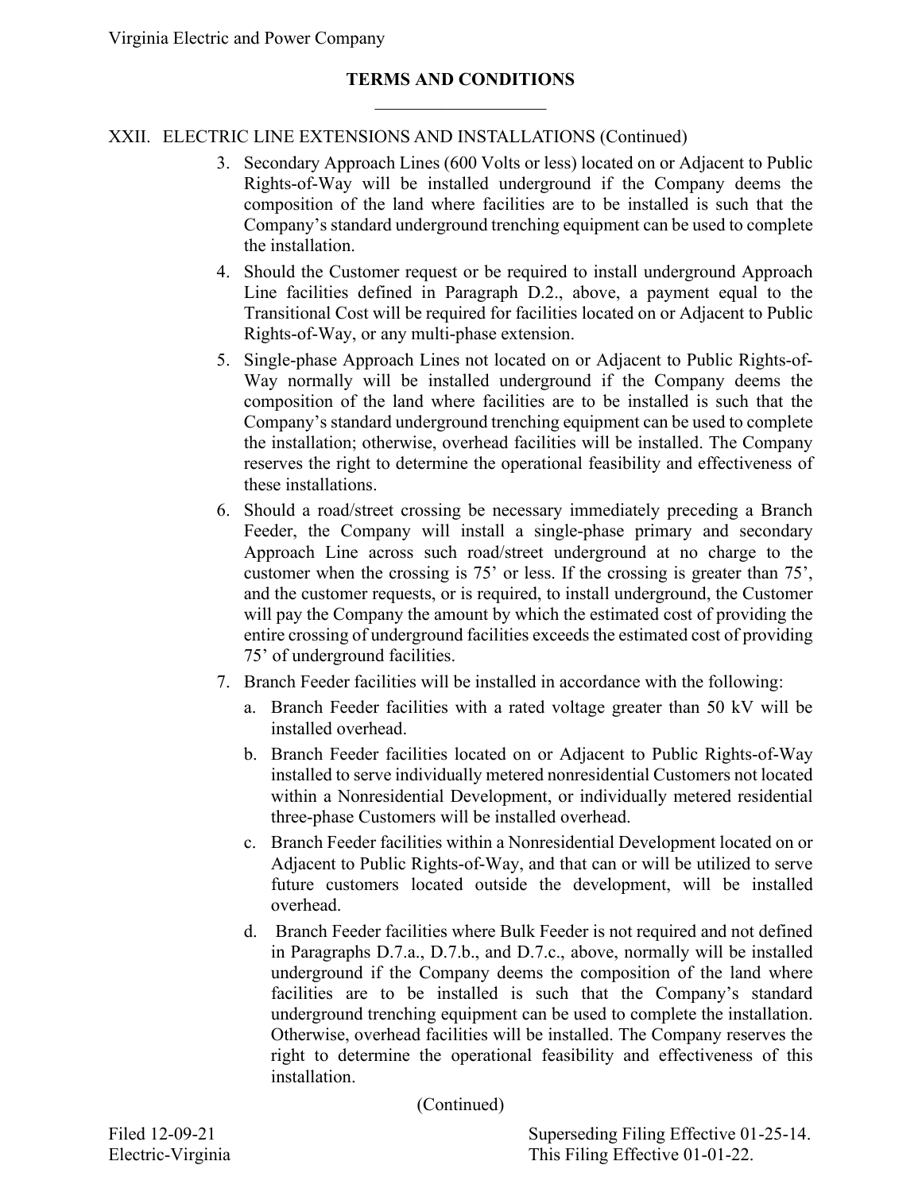**TERMS AND CONDITIONS**

XXII. ELECTRIC LINE EXTENSIONS AND INSTALLATIONS (Continued)

3. Secondary Approach Lines (600 Volts or less) located on or Adjacent to Public Rights-of-Way will be installed underground if the Company deems the composition of the land where facilities are to be installed is such that the Company's standard underground trenching equipment can be used to complete the installation.
4. Should the Customer request or be required to install underground Approach Line facilities defined in Paragraph D.2., above, a payment equal to the Transitional Cost will be required for facilities located on or Adjacent to Public Rights-of-Way, or any multi-phase extension.
5. Single-phase Approach Lines not located on or Adjacent to Public Rights-of-Way normally will be installed underground if the Company deems the composition of the land where facilities are to be installed is such that the Company's standard underground trenching equipment can be used to complete the installation; otherwise, overhead facilities will be installed. The Company reserves the right to determine the operational feasibility and effectiveness of these installations.
6. Should a road/street crossing be necessary immediately preceding a Branch Feeder, the Company will install a single-phase primary and secondary Approach Line across such road/street underground at no charge to the customer when the crossing is 75' or less. If the crossing is greater than 75', and the customer requests, or is required, to install underground, the Customer will pay the Company the amount by which the estimated cost of providing the entire crossing of underground facilities exceeds the estimated cost of providing 75' of underground facilities.
7. Branch Feeder facilities will be installed in accordance with the following:
   a. Branch Feeder facilities with a rated voltage greater than 50 kV will be installed overhead.
   b. Branch Feeder facilities located on or Adjacent to Public Rights-of-Way installed to serve individually metered nonresidential Customers not located within a Nonresidential Development, or individually metered residential three-phase Customers will be installed overhead.
   c. Branch Feeder facilities within a Nonresidential Development located on or Adjacent to Public Rights-of-Way, and that can or will be utilized to serve future customers located outside the development, will be installed overhead.
   d. Branch Feeder facilities where Bulk Feeder is not required and not defined in Paragraphs D.7.a., D.7.b., and D.7.c., above, normally will be installed underground if the Company deems the composition of the land where facilities are to be installed is such that the Company's standard underground trenching equipment can be used to complete the installation. Otherwise, overhead facilities will be installed. The Company reserves the right to determine the operational feasibility and effectiveness of this installation.

(Continued)

Filed 12-09-21
Electric-Virginia

Superseding Filing Effective 01-25-14.
This Filing Effective 01-01-22.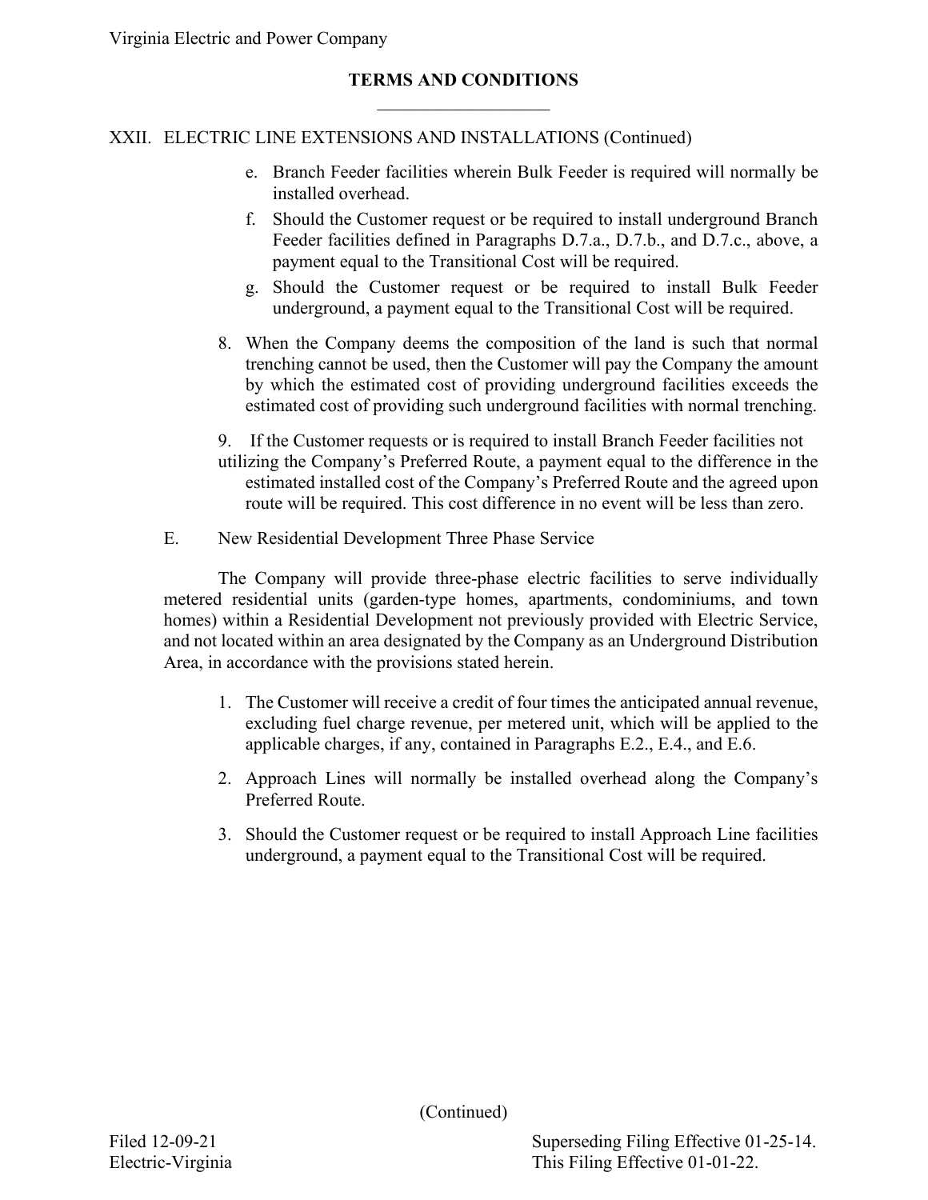Virginia Electric and Power Company

**TERMS AND CONDITIONS**

XXII. ELECTRIC LINE EXTENSIONS AND INSTALLATIONS (Continued)

e. Branch Feeder facilities wherein Bulk Feeder is required will normally be installed overhead.

f. Should the Customer request or be required to install underground Branch Feeder facilities defined in Paragraphs D.7.a., D.7.b., and D.7.c., above, a payment equal to the Transitional Cost will be required.

g. Should the Customer request or be required to install Bulk Feeder underground, a payment equal to the Transitional Cost will be required.

8. When the Company deems the composition of the land is such that normal trenching cannot be used, then the Customer will pay the Company the amount by which the estimated cost of providing underground facilities exceeds the estimated cost of providing such underground facilities with normal trenching.

9. If the Customer requests or is required to install Branch Feeder facilities not utilizing the Company's Preferred Route, a payment equal to the difference in the estimated installed cost of the Company's Preferred Route and the agreed upon route will be required. This cost difference in no event will be less than zero.

E. New Residential Development Three Phase Service

The Company will provide three-phase electric facilities to serve individually metered residential units (garden-type homes, apartments, condominiums, and town homes) within a Residential Development not previously provided with Electric Service, and not located within an area designated by the Company as an Underground Distribution Area, in accordance with the provisions stated herein.

1. The Customer will receive a credit of four times the anticipated annual revenue, excluding fuel charge revenue, per metered unit, which will be applied to the applicable charges, if any, contained in Paragraphs E.2., E.4., and E.6.

2. Approach Lines will normally be installed overhead along the Company's Preferred Route.

3. Should the Customer request or be required to install Approach Line facilities underground, a payment equal to the Transitional Cost will be required.

(Continued)

Filed 12-09-21
Electric-Virginia

Superseding Filing Effective 01-25-14.
This Filing Effective 01-01-22.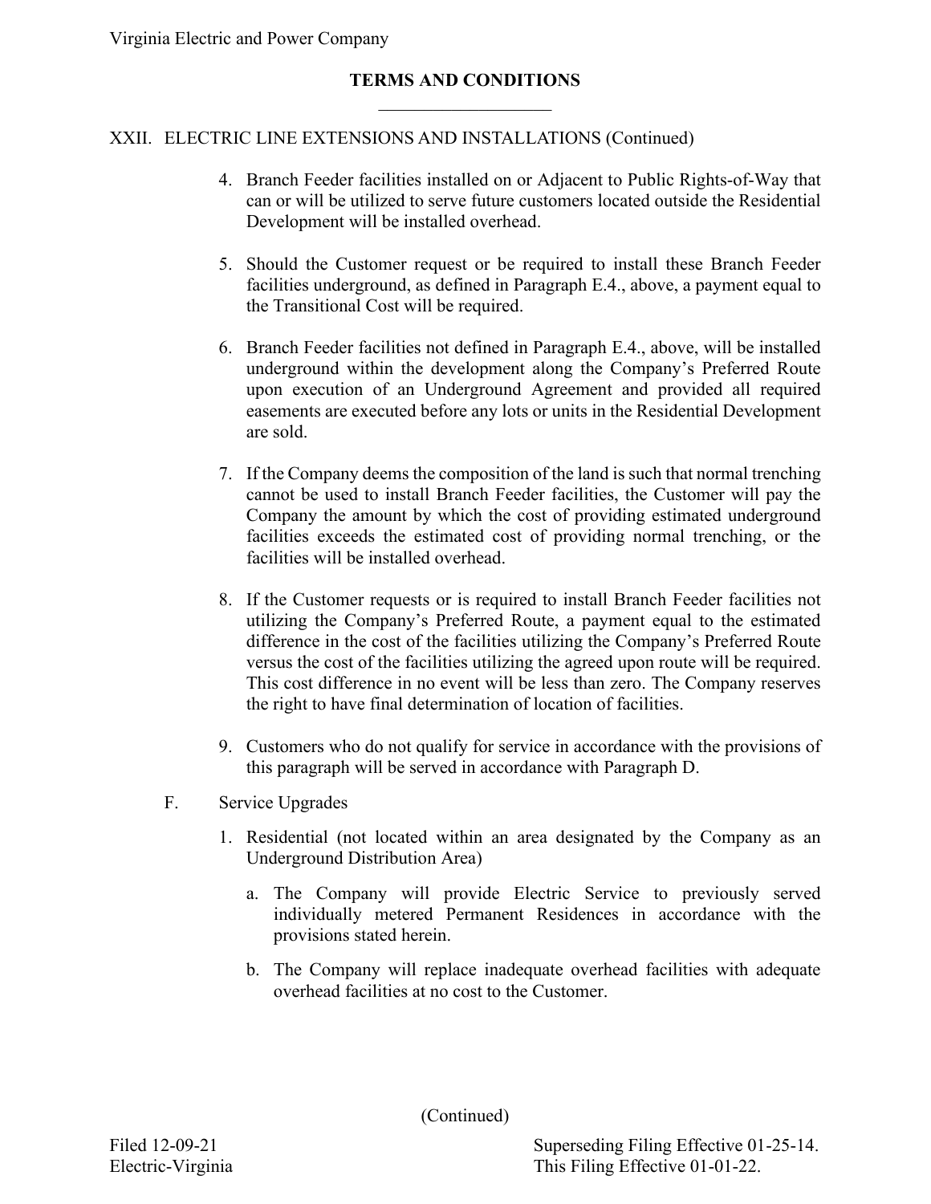## TERMS AND CONDITIONS

### XXII. ELECTRIC LINE EXTENSIONS AND INSTALLATIONS (Continued)

4. Branch Feeder facilities installed on or Adjacent to Public Rights-of-Way that can or will be utilized to serve future customers located outside the Residential Development will be installed overhead.

5. Should the Customer request or be required to install these Branch Feeder facilities underground, as defined in Paragraph E.4., above, a payment equal to the Transitional Cost will be required.

6. Branch Feeder facilities not defined in Paragraph E.4., above, will be installed underground within the development along the Company's Preferred Route upon execution of an Underground Agreement and provided all required easements are executed before any lots or units in the Residential Development are sold.

7. If the Company deems the composition of the land is such that normal trenching cannot be used to install Branch Feeder facilities, the Customer will pay the Company the amount by which the cost of providing estimated underground facilities exceeds the estimated cost of providing normal trenching, or the facilities will be installed overhead.

8. If the Customer requests or is required to install Branch Feeder facilities not utilizing the Company's Preferred Route, a payment equal to the estimated difference in the cost of the facilities utilizing the Company's Preferred Route versus the cost of the facilities utilizing the agreed upon route will be required. This cost difference in no event will be less than zero. The Company reserves the right to have final determination of location of facilities.

9. Customers who do not qualify for service in accordance with the provisions of this paragraph will be served in accordance with Paragraph D.

F. Service Upgrades

1. Residential (not located within an area designated by the Company as an Underground Distribution Area)

   a. The Company will provide Electric Service to previously served individually metered Permanent Residences in accordance with the provisions stated herein.

   b. The Company will replace inadequate overhead facilities with adequate overhead facilities at no cost to the Customer.

(Continued)

Filed 12-09-21
Electric-Virginia

Superseding Filing Effective 01-25-14.
This Filing Effective 01-01-22.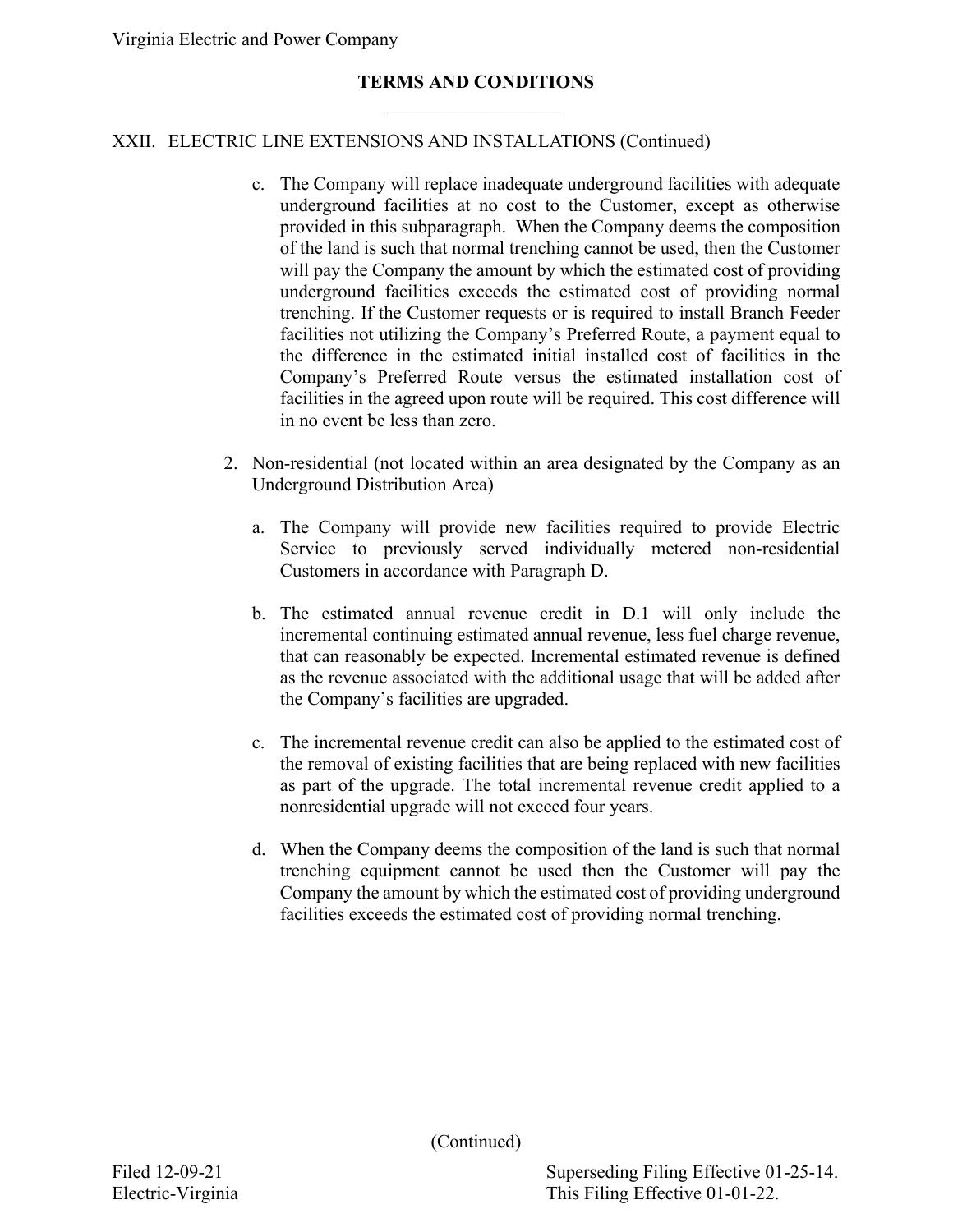# TERMS AND CONDITIONS

## XXII. ELECTRIC LINE EXTENSIONS AND INSTALLATIONS (Continued)

c. The Company will replace inadequate underground facilities with adequate underground facilities at no cost to the Customer, except as otherwise provided in this subparagraph. When the Company deems the composition of the land is such that normal trenching cannot be used, then the Customer will pay the Company the amount by which the estimated cost of providing underground facilities exceeds the estimated cost of providing normal trenching. If the Customer requests or is required to install Branch Feeder facilities not utilizing the Company's Preferred Route, a payment equal to the difference in the estimated initial installed cost of facilities in the Company's Preferred Route versus the estimated installation cost of facilities in the agreed upon route will be required. This cost difference will in no event be less than zero.

2. Non-residential (not located within an area designated by the Company as an Underground Distribution Area)

   a. The Company will provide new facilities required to provide Electric Service to previously served individually metered non-residential Customers in accordance with Paragraph D.

   b. The estimated annual revenue credit in D.1 will only include the incremental continuing estimated annual revenue, less fuel charge revenue, that can reasonably be expected. Incremental estimated revenue is defined as the revenue associated with the additional usage that will be added after the Company's facilities are upgraded.

   c. The incremental revenue credit can also be applied to the estimated cost of the removal of existing facilities that are being replaced with new facilities as part of the upgrade. The total incremental revenue credit applied to a nonresidential upgrade will not exceed four years.

   d. When the Company deems the composition of the land is such that normal trenching equipment cannot be used then the Customer will pay the Company the amount by which the estimated cost of providing underground facilities exceeds the estimated cost of providing normal trenching.

(Continued)

Filed 12-09-21
Electric-Virginia

Superseding Filing Effective 01-25-14.
This Filing Effective 01-01-22.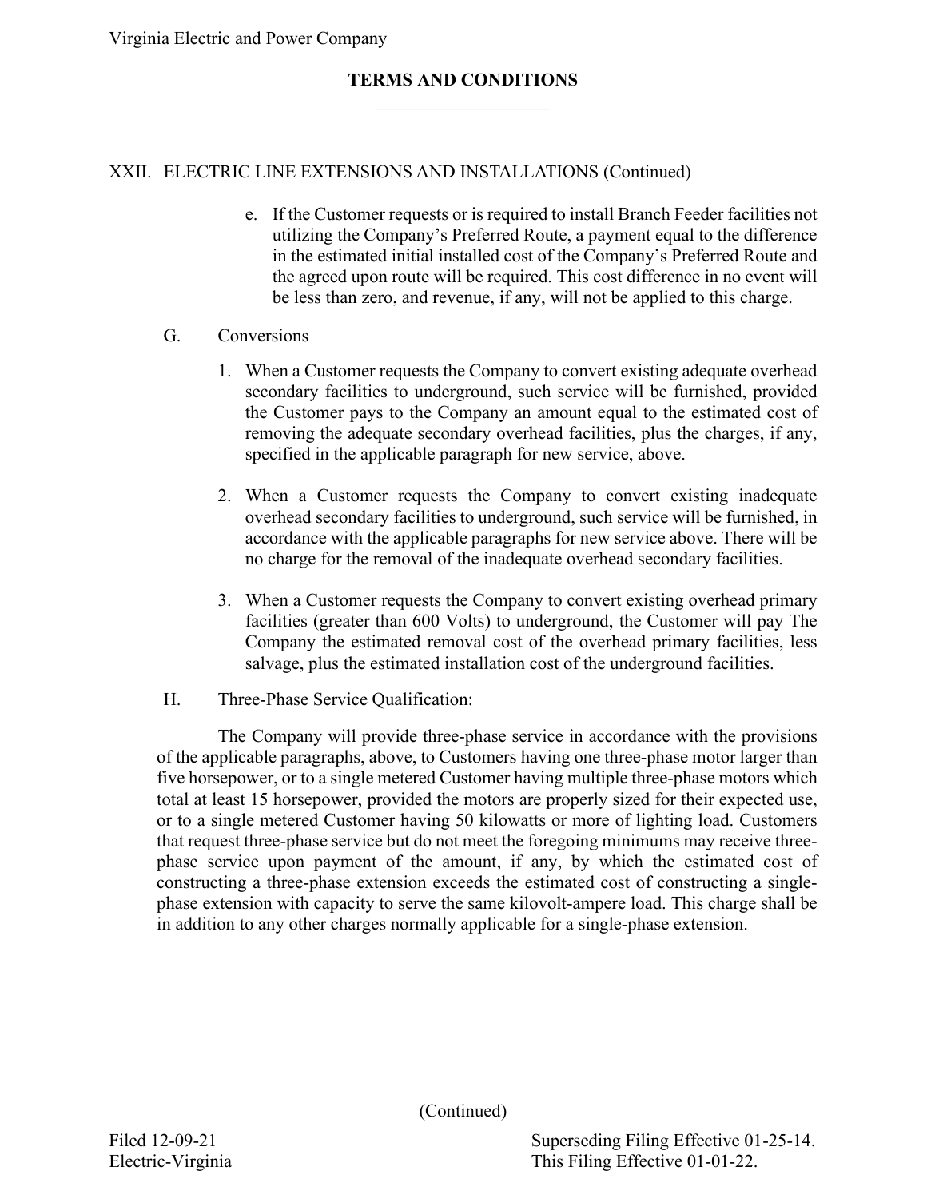# TERMS AND CONDITIONS

## XXII. ELECTRIC LINE EXTENSIONS AND INSTALLATIONS (Continued)

e. If the Customer requests or is required to install Branch Feeder facilities not utilizing the Company's Preferred Route, a payment equal to the difference in the estimated initial installed cost of the Company's Preferred Route and the agreed upon route will be required. This cost difference in no event will be less than zero, and revenue, if any, will not be applied to this charge.

### G. Conversions

1. When a Customer requests the Company to convert existing adequate overhead secondary facilities to underground, such service will be furnished, provided the Customer pays to the Company an amount equal to the estimated cost of removing the adequate secondary overhead facilities, plus the charges, if any, specified in the applicable paragraph for new service, above.

2. When a Customer requests the Company to convert existing inadequate overhead secondary facilities to underground, such service will be furnished, in accordance with the applicable paragraphs for new service above. There will be no charge for the removal of the inadequate overhead secondary facilities.

3. When a Customer requests the Company to convert existing overhead primary facilities (greater than 600 Volts) to underground, the Customer will pay The Company the estimated removal cost of the overhead primary facilities, less salvage, plus the estimated installation cost of the underground facilities.

### H. Three-Phase Service Qualification:

The Company will provide three-phase service in accordance with the provisions of the applicable paragraphs, above, to Customers having one three-phase motor larger than five horsepower, or to a single metered Customer having multiple three-phase motors which total at least 15 horsepower, provided the motors are properly sized for their expected use, or to a single metered Customer having 50 kilowatts or more of lighting load. Customers that request three-phase service but do not meet the foregoing minimums may receive three-phase service upon payment of the amount, if any, by which the estimated cost of constructing a three-phase extension exceeds the estimated cost of constructing a single-phase extension with capacity to serve the same kilovolt-ampere load. This charge shall be in addition to any other charges normally applicable for a single-phase extension.

(Continued)

Filed 12-09-21
Electric-Virginia

Superseding Filing Effective 01-25-14.
This Filing Effective 01-01-22.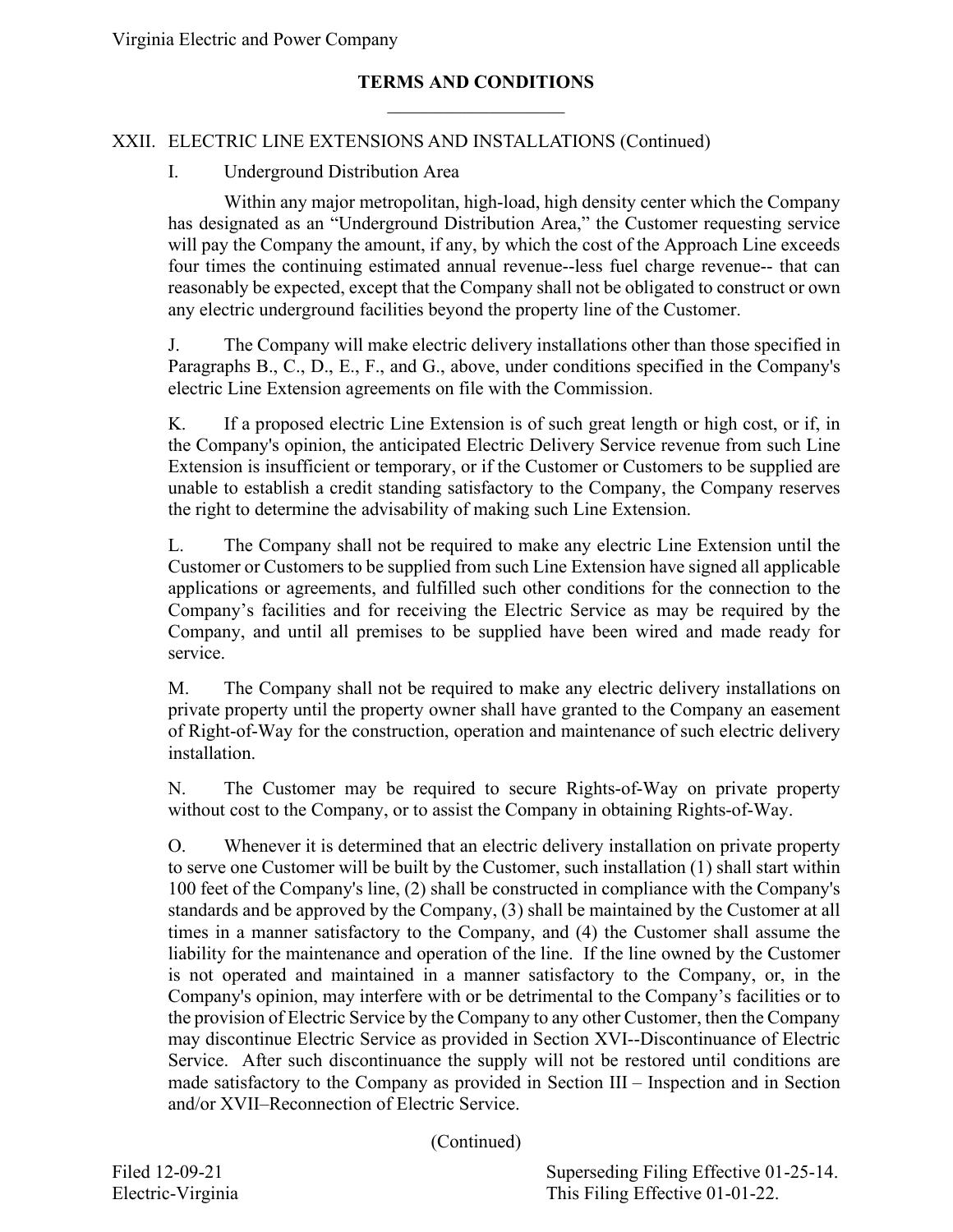Virginia Electric and Power Company

**TERMS AND CONDITIONS**

XXII. ELECTRIC LINE EXTENSIONS AND INSTALLATIONS (Continued)

I. Underground Distribution Area

Within any major metropolitan, high-load, high density center which the Company has designated as an "Underground Distribution Area," the Customer requesting service will pay the Company the amount, if any, by which the cost of the Approach Line exceeds four times the continuing estimated annual revenue--less fuel charge revenue-- that can reasonably be expected, except that the Company shall not be obligated to construct or own any electric underground facilities beyond the property line of the Customer.

J. The Company will make electric delivery installations other than those specified in Paragraphs B., C., D., E., F., and G., above, under conditions specified in the Company's electric Line Extension agreements on file with the Commission.

K. If a proposed electric Line Extension is of such great length or high cost, or if, in the Company's opinion, the anticipated Electric Delivery Service revenue from such Line Extension is insufficient or temporary, or if the Customer or Customers to be supplied are unable to establish a credit standing satisfactory to the Company, the Company reserves the right to determine the advisability of making such Line Extension.

L. The Company shall not be required to make any electric Line Extension until the Customer or Customers to be supplied from such Line Extension have signed all applicable applications or agreements, and fulfilled such other conditions for the connection to the Company's facilities and for receiving the Electric Service as may be required by the Company, and until all premises to be supplied have been wired and made ready for service.

M. The Company shall not be required to make any electric delivery installations on private property until the property owner shall have granted to the Company an easement of Right-of-Way for the construction, operation and maintenance of such electric delivery installation.

N. The Customer may be required to secure Rights-of-Way on private property without cost to the Company, or to assist the Company in obtaining Rights-of-Way.

O. Whenever it is determined that an electric delivery installation on private property to serve one Customer will be built by the Customer, such installation (1) shall start within 100 feet of the Company's line, (2) shall be constructed in compliance with the Company's standards and be approved by the Company, (3) shall be maintained by the Customer at all times in a manner satisfactory to the Company, and (4) the Customer shall assume the liability for the maintenance and operation of the line. If the line owned by the Customer is not operated and maintained in a manner satisfactory to the Company, or, in the Company's opinion, may interfere with or be detrimental to the Company's facilities or to the provision of Electric Service by the Company to any other Customer, then the Company may discontinue Electric Service as provided in Section XVI--Discontinuance of Electric Service. After such discontinuance the supply will not be restored until conditions are made satisfactory to the Company as provided in Section III – Inspection and in Section and/or XVII–Reconnection of Electric Service.

(Continued)

Filed 12-09-21
Electric-Virginia

Superseding Filing Effective 01-25-14.
This Filing Effective 01-01-22.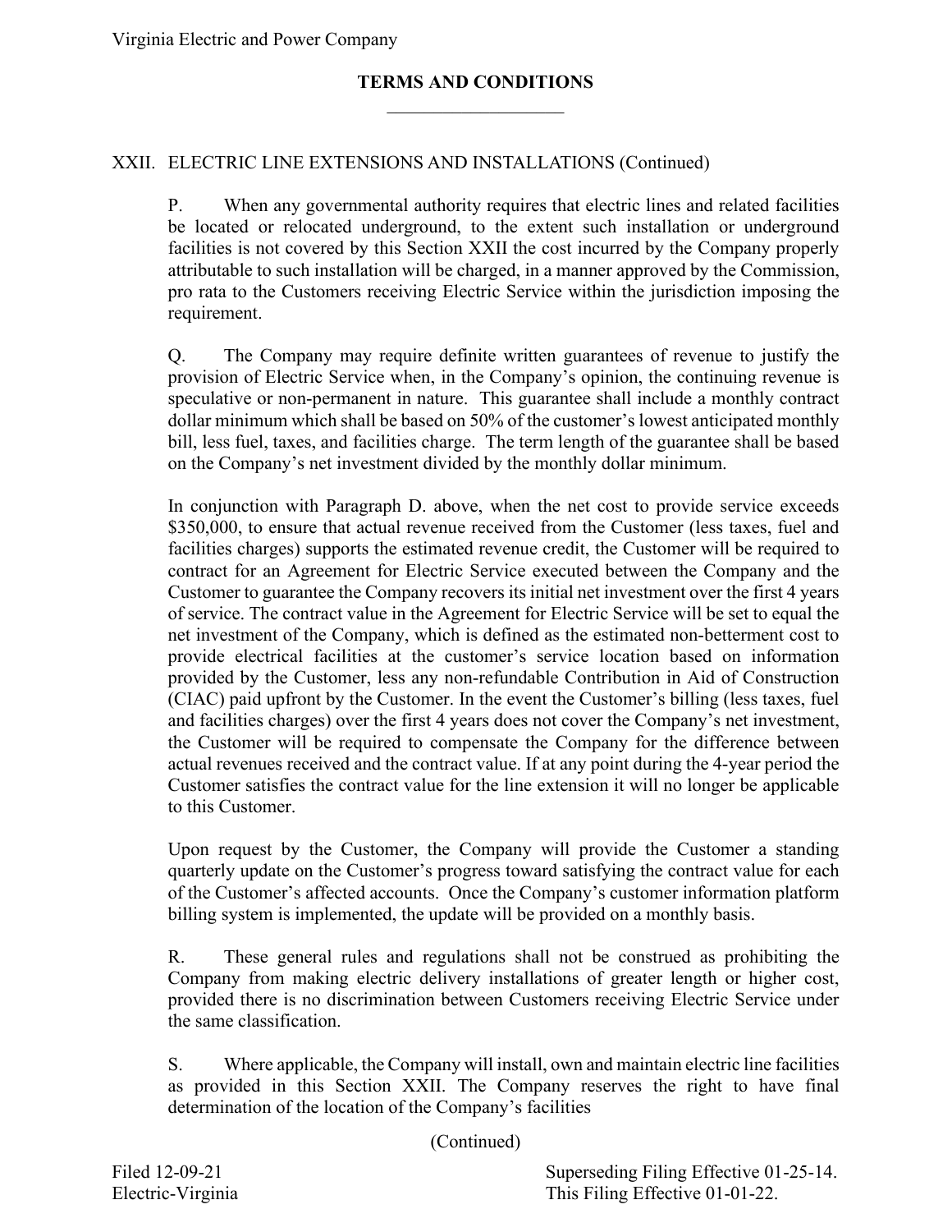**TERMS AND CONDITIONS**

XXII. ELECTRIC LINE EXTENSIONS AND INSTALLATIONS (Continued)

P. When any governmental authority requires that electric lines and related facilities be located or relocated underground, to the extent such installation or underground facilities is not covered by this Section XXII the cost incurred by the Company properly attributable to such installation will be charged, in a manner approved by the Commission, pro rata to the Customers receiving Electric Service within the jurisdiction imposing the requirement.

Q. The Company may require definite written guarantees of revenue to justify the provision of Electric Service when, in the Company's opinion, the continuing revenue is speculative or non-permanent in nature. This guarantee shall include a monthly contract dollar minimum which shall be based on 50% of the customer's lowest anticipated monthly bill, less fuel, taxes, and facilities charge. The term length of the guarantee shall be based on the Company's net investment divided by the monthly dollar minimum.

In conjunction with Paragraph D. above, when the net cost to provide service exceeds $350,000, to ensure that actual revenue received from the Customer (less taxes, fuel and facilities charges) supports the estimated revenue credit, the Customer will be required to contract for an Agreement for Electric Service executed between the Company and the Customer to guarantee the Company recovers its initial net investment over the first 4 years of service. The contract value in the Agreement for Electric Service will be set to equal the net investment of the Company, which is defined as the estimated non-betterment cost to provide electrical facilities at the customer's service location based on information provided by the Customer, less any non-refundable Contribution in Aid of Construction (CIAC) paid upfront by the Customer. In the event the Customer's billing (less taxes, fuel and facilities charges) over the first 4 years does not cover the Company's net investment, the Customer will be required to compensate the Company for the difference between actual revenues received and the contract value. If at any point during the 4-year period the Customer satisfies the contract value for the line extension it will no longer be applicable to this Customer.

Upon request by the Customer, the Company will provide the Customer a standing quarterly update on the Customer's progress toward satisfying the contract value for each of the Customer's affected accounts. Once the Company's customer information platform billing system is implemented, the update will be provided on a monthly basis.

R. These general rules and regulations shall not be construed as prohibiting the Company from making electric delivery installations of greater length or higher cost, provided there is no discrimination between Customers receiving Electric Service under the same classification.

S. Where applicable, the Company will install, own and maintain electric line facilities as provided in this Section XXII. The Company reserves the right to have final determination of the location of the Company's facilities

(Continued)

Filed 12-09-21
Electric-Virginia

Superseding Filing Effective 01-25-14.
This Filing Effective 01-01-22.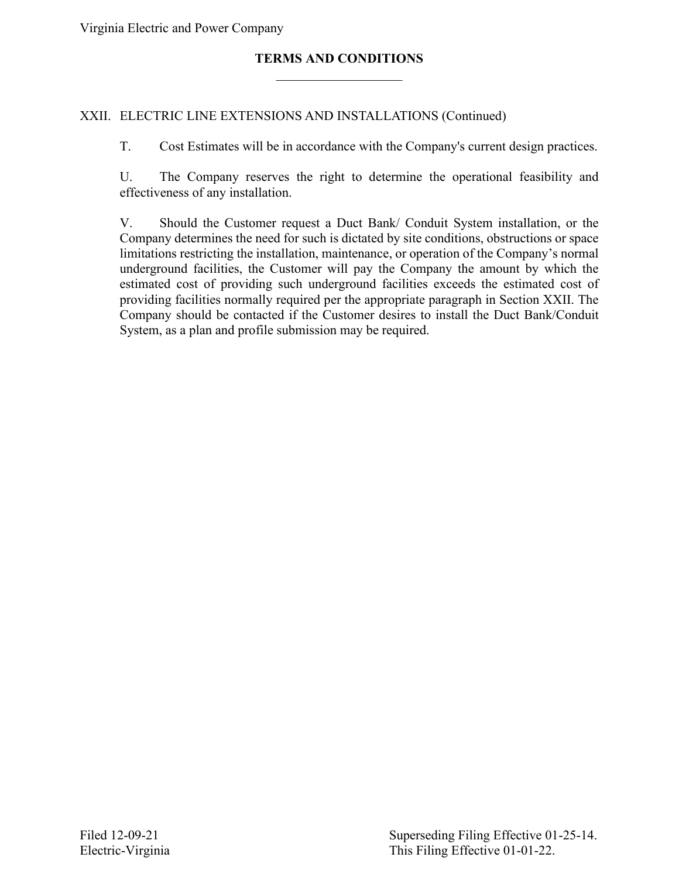## TERMS AND CONDITIONS

XXII. ELECTRIC LINE EXTENSIONS AND INSTALLATIONS (Continued)

T. Cost Estimates will be in accordance with the Company's current design practices.

U. The Company reserves the right to determine the operational feasibility and effectiveness of any installation.

V. Should the Customer request a Duct Bank/ Conduit System installation, or the Company determines the need for such is dictated by site conditions, obstructions or space limitations restricting the installation, maintenance, or operation of the Company's normal underground facilities, the Customer will pay the Company the amount by which the estimated cost of providing such underground facilities exceeds the estimated cost of providing facilities normally required per the appropriate paragraph in Section XXII. The Company should be contacted if the Customer desires to install the Duct Bank/Conduit System, as a plan and profile submission may be required.